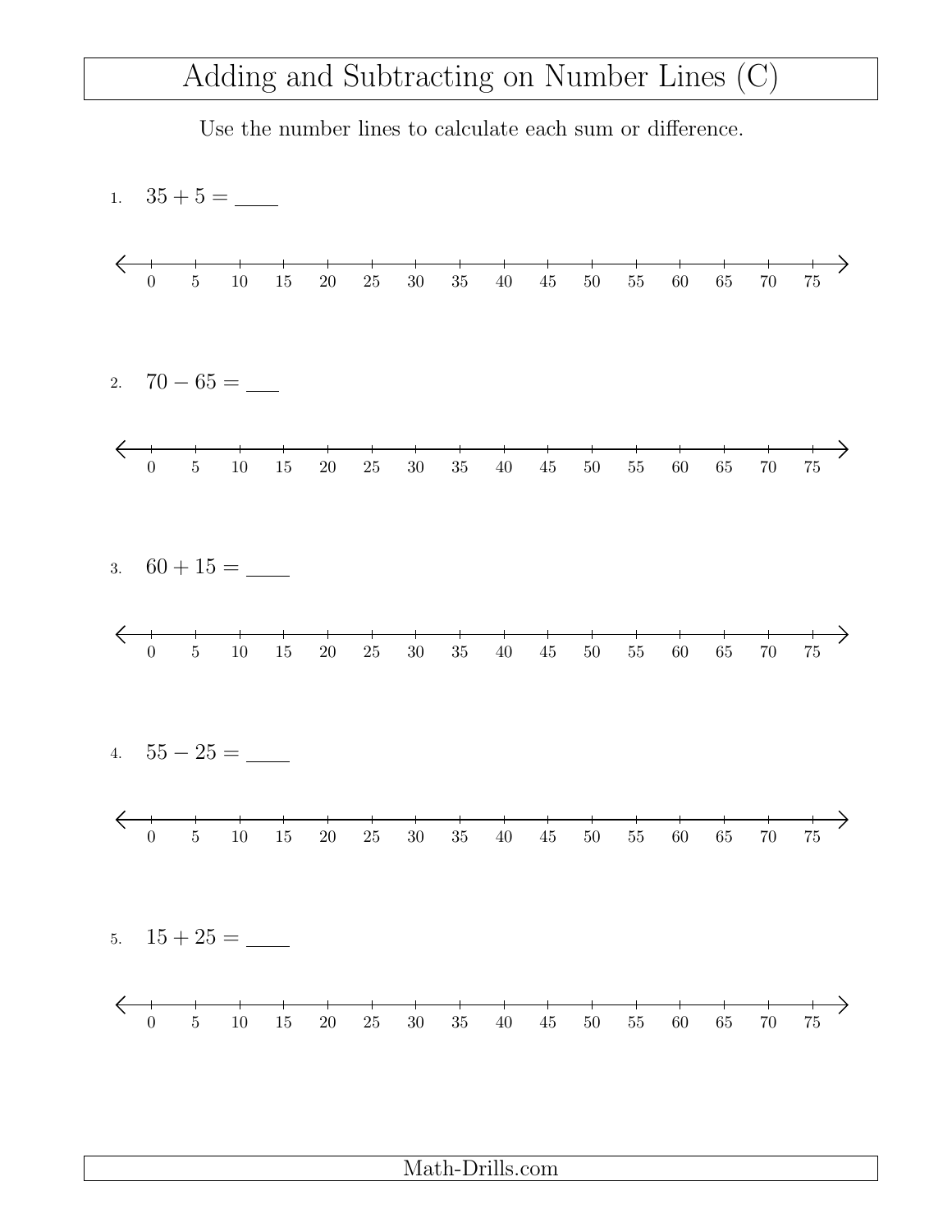# Adding and Subtracting on Number Lines (C)

Use the number lines to calculate each sum or difference.

1. $35 + 5 =$ ____

0 5 10 15 20 25 30 35 40 45 50 55 60 65 70 75

2. $70 - 65 =$ ____

0 5 10 15 20 25 30 35 40 45 50 55 60 65 70 75

3. $60 + 15 =$ ____

0 5 10 15 20 25 30 35 40 45 50 55 60 65 70 75

4. $55 - 25 =$ ____

0 5 10 15 20 25 30 35 40 45 50 55 60 65 70 75

5. $15 + 25 =$ ____

0 5 10 15 20 25 30 35 40 45 50 55 60 65 70 75

Math-Drills.com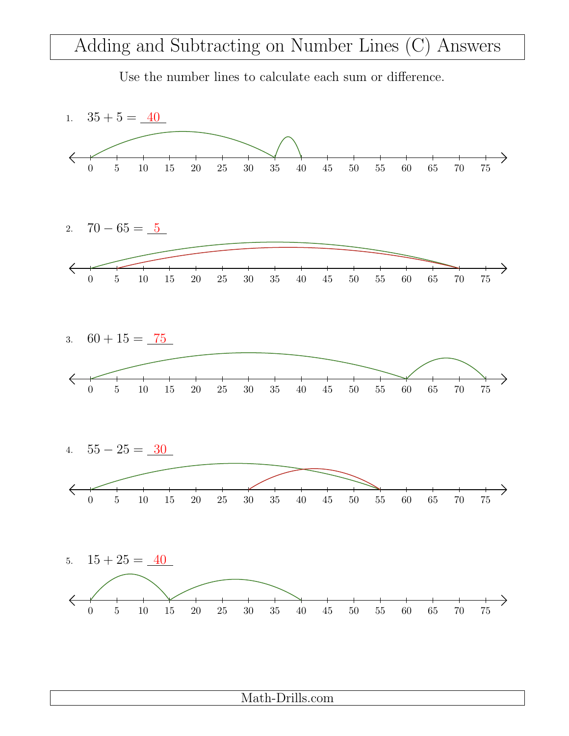# Adding and Subtracting on Number Lines (C) Answers

Use the number lines to calculate each sum or difference.

1. $35 + 5 =$ 40

0 5 10 15 20 25 30 35 40 45 50 55 60 65 70 75

2. $70 - 65 =$ 5

0 5 10 15 20 25 30 35 40 45 50 55 60 65 70 75

3. $60 + 15 =$ 75

0 5 10 15 20 25 30 35 40 45 50 55 60 65 70 75

4. $55 - 25 =$ 30

0 5 10 15 20 25 30 35 40 45 50 55 60 65 70 75

5. $15 + 25 =$ 40

0 5 10 15 20 25 30 35 40 45 50 55 60 65 70 75

Math-Drills.com